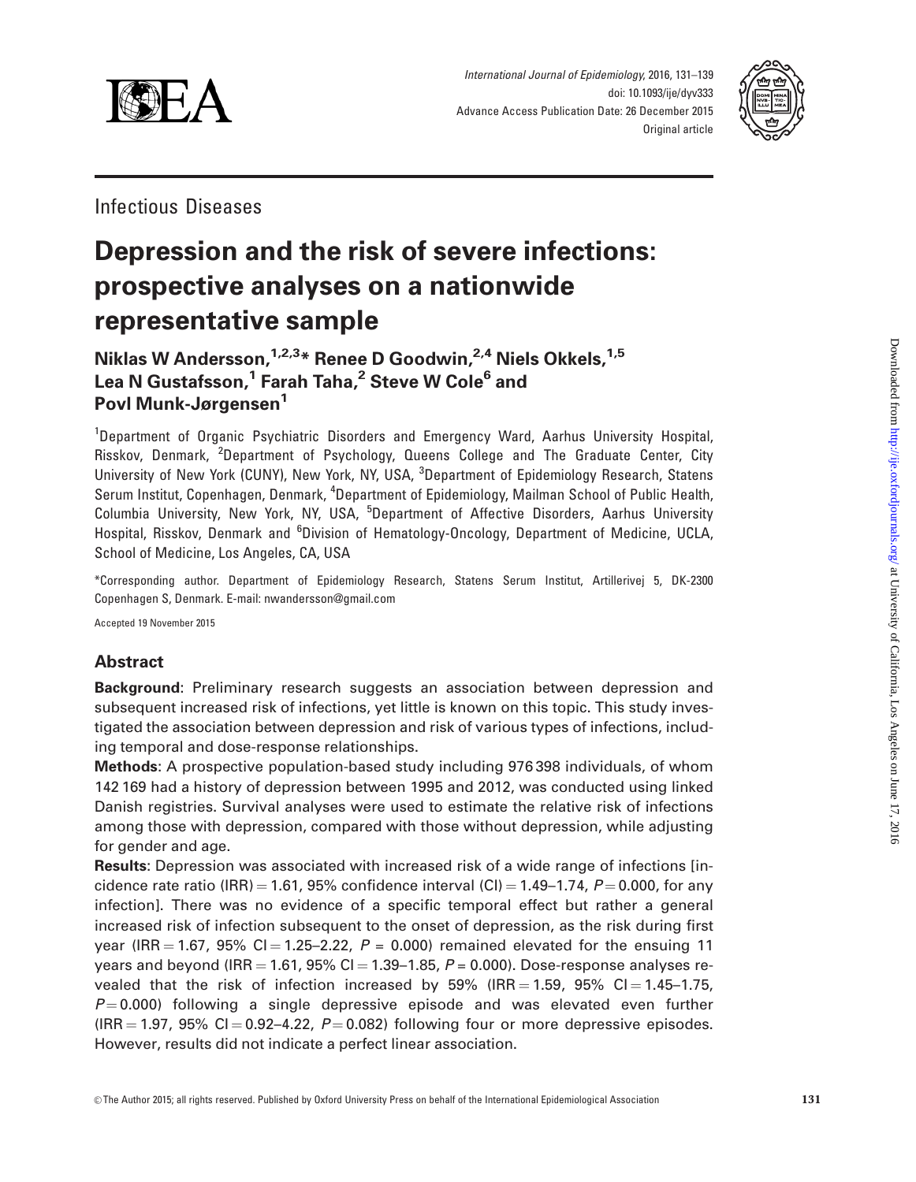Infectious Diseases

# Depression and the risk of severe infections: prospective analyses on a nationwide representative sample

**Niklas W Andersson,[1,2,3]* Renee D Goodwin,[2,4] Niels Okkels,[1,5] Lea N Gustafsson,[1] Farah Taha,[2] Steve W Cole[6] and Povl Munk-Jørgensen[1]**

[1]Department of Organic Psychiatric Disorders and Emergency Ward, Aarhus University Hospital, Risskov, Denmark, [2]Department of Psychology, Queens College and The Graduate Center, City University of New York (CUNY), New York, NY, USA, [3]Department of Epidemiology Research, Statens Serum Institut, Copenhagen, Denmark, [4]Department of Epidemiology, Mailman School of Public Health, Columbia University, New York, NY, USA, [5]Department of Affective Disorders, Aarhus University Hospital, Risskov, Denmark and [6]Division of Hematology-Oncology, Department of Medicine, UCLA, School of Medicine, Los Angeles, CA, USA

*Corresponding author. Department of Epidemiology Research, Statens Serum Institut, Artillerivej 5, DK-2300 Copenhagen S, Denmark. E-mail: nwandersson@gmail.com

Accepted 19 November 2015

## Abstract

**Background**: Preliminary research suggests an association between depression and subsequent increased risk of infections, yet little is known on this topic. This study investigated the association between depression and risk of various types of infections, including temporal and dose-response relationships.

**Methods**: A prospective population-based study including 976 398 individuals, of whom 142 169 had a history of depression between 1995 and 2012, was conducted using linked Danish registries. Survival analyses were used to estimate the relative risk of infections among those with depression, compared with those without depression, while adjusting for gender and age.

**Results**: Depression was associated with increased risk of a wide range of infections [incidence rate ratio (IRR) = 1.61, 95% confidence interval (CI) = 1.49–1.74, $P = 0.000$, for any infection]. There was no evidence of a specific temporal effect but rather a general increased risk of infection subsequent to the onset of depression, as the risk during first year (IRR = 1.67, 95% CI = 1.25–2.22, $P$ = 0.000) remained elevated for the ensuing 11 years and beyond (IRR = 1.61, 95% CI = 1.39–1.85, $P$ = 0.000). Dose-response analyses revealed that the risk of infection increased by 59% (IRR = 1.59, 95% CI = 1.45–1.75, $P = 0.000$) following a single depressive episode and was elevated even further (IRR = 1.97, 95% CI = 0.92–4.22, $P = 0.082$) following four or more depressive episodes. However, results did not indicate a perfect linear association.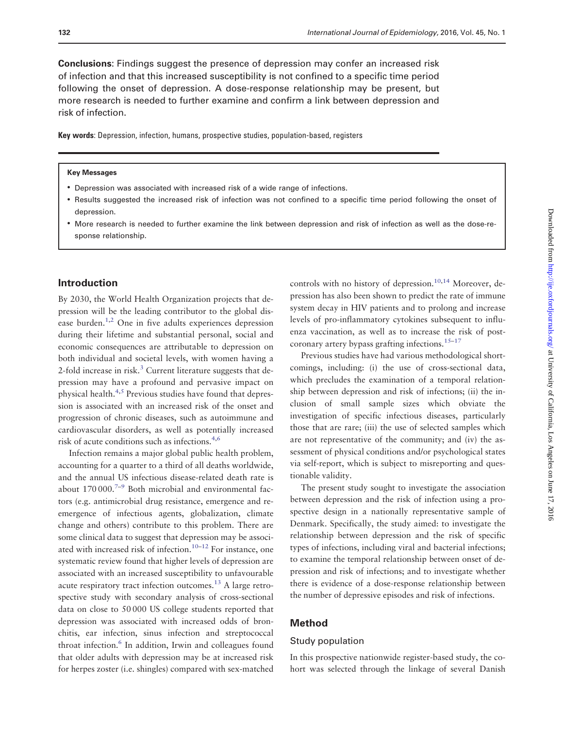**Conclusions**: Findings suggest the presence of depression may confer an increased risk of infection and that this increased susceptibility is not confined to a specific time period following the onset of depression. A dose-response relationship may be present, but more research is needed to further examine and confirm a link between depression and risk of infection.

**Key words**: Depression, infection, humans, prospective studies, population-based, registers

---

**Key Messages**

- Depression was associated with increased risk of a wide range of infections.
- Results suggested the increased risk of infection was not confined to a specific time period following the onset of depression.
- More research is needed to further examine the link between depression and risk of infection as well as the dose-response relationship.

## Introduction

By 2030, the World Health Organization projects that depression will be the leading contributor to the global disease burden.[1,2] One in five adults experiences depression during their lifetime and substantial personal, social and economic consequences are attributable to depression on both individual and societal levels, with women having a 2-fold increase in risk.[3] Current literature suggests that depression may have a profound and pervasive impact on physical health.[4,5] Previous studies have found that depression is associated with an increased risk of the onset and progression of chronic diseases, such as autoimmune and cardiovascular disorders, as well as potentially increased risk of acute conditions such as infections.[4,6]

Infection remains a major global public health problem, accounting for a quarter to a third of all deaths worldwide, and the annual US infectious disease-related death rate is about 170 000.[7–9] Both microbial and environmental factors (e.g. antimicrobial drug resistance, emergence and re-emergence of infectious agents, globalization, climate change and others) contribute to this problem. There are some clinical data to suggest that depression may be associated with increased risk of infection.[10–12] For instance, one systematic review found that higher levels of depression are associated with an increased susceptibility to unfavourable acute respiratory tract infection outcomes.[13] A large retrospective study with secondary analysis of cross-sectional data on close to 50 000 US college students reported that depression was associated with increased odds of bronchitis, ear infection, sinus infection and streptococcal throat infection.[6] In addition, Irwin and colleagues found that older adults with depression may be at increased risk for herpes zoster (i.e. shingles) compared with sex-matched controls with no history of depression.[10,14] Moreover, depression has also been shown to predict the rate of immune system decay in HIV patients and to prolong and increase levels of pro-inflammatory cytokines subsequent to influenza vaccination, as well as to increase the risk of post-coronary artery bypass grafting infections.[15–17]

Previous studies have had various methodological shortcomings, including: (i) the use of cross-sectional data, which precludes the examination of a temporal relationship between depression and risk of infections; (ii) the inclusion of small sample sizes which obviate the investigation of specific infectious diseases, particularly those that are rare; (iii) the use of selected samples which are not representative of the community; and (iv) the assessment of physical conditions and/or psychological states via self-report, which is subject to misreporting and questionable validity.

The present study sought to investigate the association between depression and the risk of infection using a prospective design in a nationally representative sample of Denmark. Specifically, the study aimed: to investigate the relationship between depression and the risk of specific types of infections, including viral and bacterial infections; to examine the temporal relationship between onset of depression and risk of infections; and to investigate whether there is evidence of a dose-response relationship between the number of depressive episodes and risk of infections.

## Method

### Study population

In this prospective nationwide register-based study, the cohort was selected through the linkage of several Danish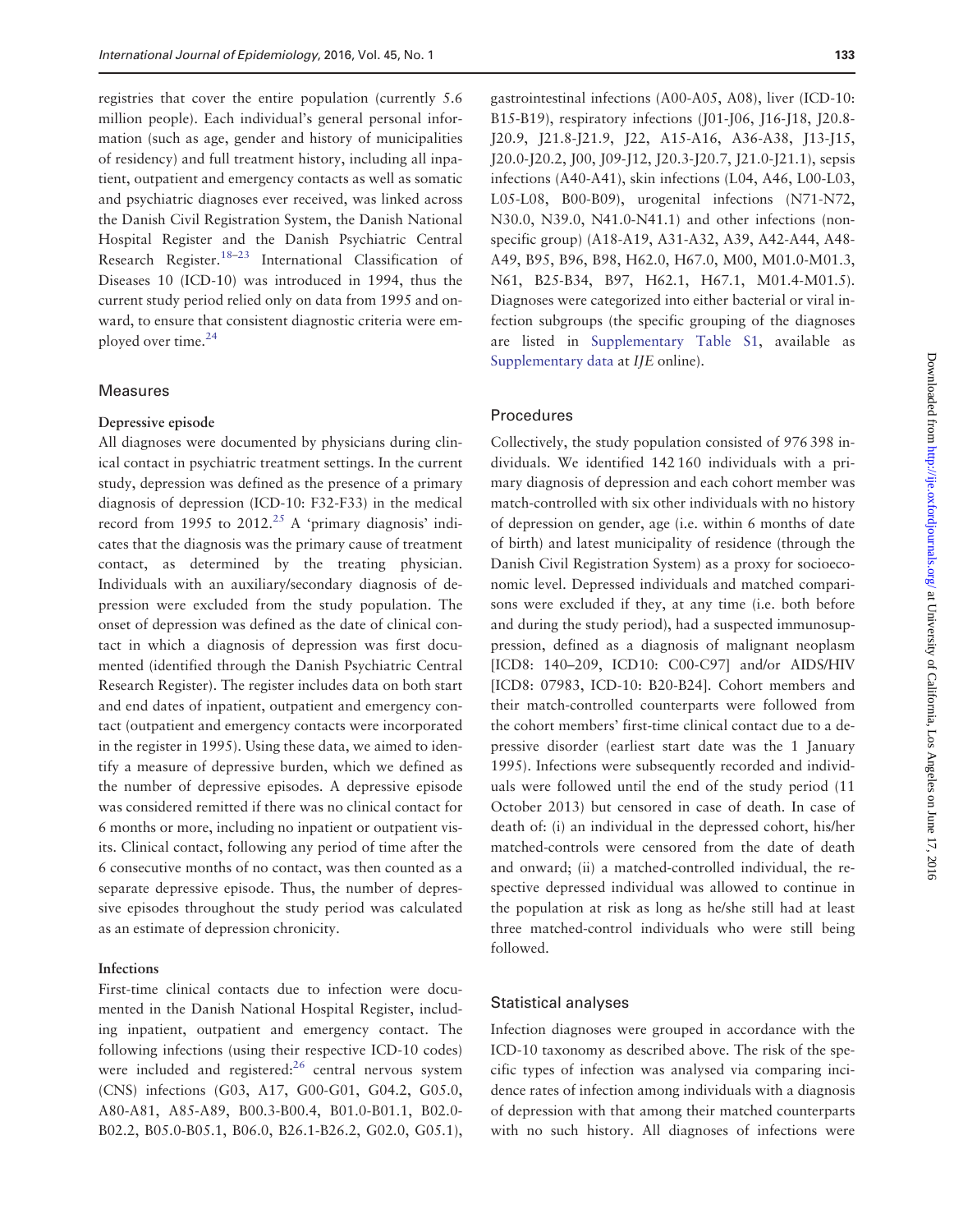registries that cover the entire population (currently 5.6 million people). Each individual's general personal information (such as age, gender and history of municipalities of residency) and full treatment history, including all inpatient, outpatient and emergency contacts as well as somatic and psychiatric diagnoses ever received, was linked across the Danish Civil Registration System, the Danish National Hospital Register and the Danish Psychiatric Central Research Register.[18–23] International Classification of Diseases 10 (ICD-10) was introduced in 1994, thus the current study period relied only on data from 1995 and onward, to ensure that consistent diagnostic criteria were employed over time.[24]

## Measures

### Depressive episode

All diagnoses were documented by physicians during clinical contact in psychiatric treatment settings. In the current study, depression was defined as the presence of a primary diagnosis of depression (ICD-10: F32-F33) in the medical record from 1995 to 2012.[25] A 'primary diagnosis' indicates that the diagnosis was the primary cause of treatment contact, as determined by the treating physician. Individuals with an auxiliary/secondary diagnosis of depression were excluded from the study population. The onset of depression was defined as the date of clinical contact in which a diagnosis of depression was first documented (identified through the Danish Psychiatric Central Research Register). The register includes data on both start and end dates of inpatient, outpatient and emergency contact (outpatient and emergency contacts were incorporated in the register in 1995). Using these data, we aimed to identify a measure of depressive burden, which we defined as the number of depressive episodes. A depressive episode was considered remitted if there was no clinical contact for 6 months or more, including no inpatient or outpatient visits. Clinical contact, following any period of time after the 6 consecutive months of no contact, was then counted as a separate depressive episode. Thus, the number of depressive episodes throughout the study period was calculated as an estimate of depression chronicity.

### Infections

First-time clinical contacts due to infection were documented in the Danish National Hospital Register, including inpatient, outpatient and emergency contact. The following infections (using their respective ICD-10 codes) were included and registered:[26] central nervous system (CNS) infections (G03, A17, G00-G01, G04.2, G05.0, A80-A81, A85-A89, B00.3-B00.4, B01.0-B01.1, B02.0-B02.2, B05.0-B05.1, B06.0, B26.1-B26.2, G02.0, G05.1), gastrointestinal infections (A00-A05, A08), liver (ICD-10: B15-B19), respiratory infections (J01-J06, J16-J18, J20.8-J20.9, J21.8-J21.9, J22, A15-A16, A36-A38, J13-J15, J20.0-J20.2, J00, J09-J12, J20.3-J20.7, J21.0-J21.1), sepsis infections (A40-A41), skin infections (L04, A46, L00-L03, L05-L08, B00-B09), urogenital infections (N71-N72, N30.0, N39.0, N41.0-N41.1) and other infections (non-specific group) (A18-A19, A31-A32, A39, A42-A44, A48-A49, B95, B96, B98, H62.0, H67.0, M00, M01.0-M01.3, N61, B25-B34, B97, H62.1, H67.1, M01.4-M01.5). Diagnoses were categorized into either bacterial or viral infection subgroups (the specific grouping of the diagnoses are listed in Supplementary Table S1, available as Supplementary data at *IJE* online).

## Procedures

Collectively, the study population consisted of 976 398 individuals. We identified 142 160 individuals with a primary diagnosis of depression and each cohort member was match-controlled with six other individuals with no history of depression on gender, age (i.e. within 6 months of date of birth) and latest municipality of residence (through the Danish Civil Registration System) as a proxy for socioeconomic level. Depressed individuals and matched comparisons were excluded if they, at any time (i.e. both before and during the study period), had a suspected immunosuppression, defined as a diagnosis of malignant neoplasm [ICD8: 140–209, ICD10: C00-C97] and/or AIDS/HIV [ICD8: 07983, ICD-10: B20-B24]. Cohort members and their match-controlled counterparts were followed from the cohort members' first-time clinical contact due to a depressive disorder (earliest start date was the 1 January 1995). Infections were subsequently recorded and individuals were followed until the end of the study period (11 October 2013) but censored in case of death. In case of death of: (i) an individual in the depressed cohort, his/her matched-controls were censored from the date of death and onward; (ii) a matched-controlled individual, the respective depressed individual was allowed to continue in the population at risk as long as he/she still had at least three matched-control individuals who were still being followed.

## Statistical analyses

Infection diagnoses were grouped in accordance with the ICD-10 taxonomy as described above. The risk of the specific types of infection was analysed via comparing incidence rates of infection among individuals with a diagnosis of depression with that among their matched counterparts with no such history. All diagnoses of infections were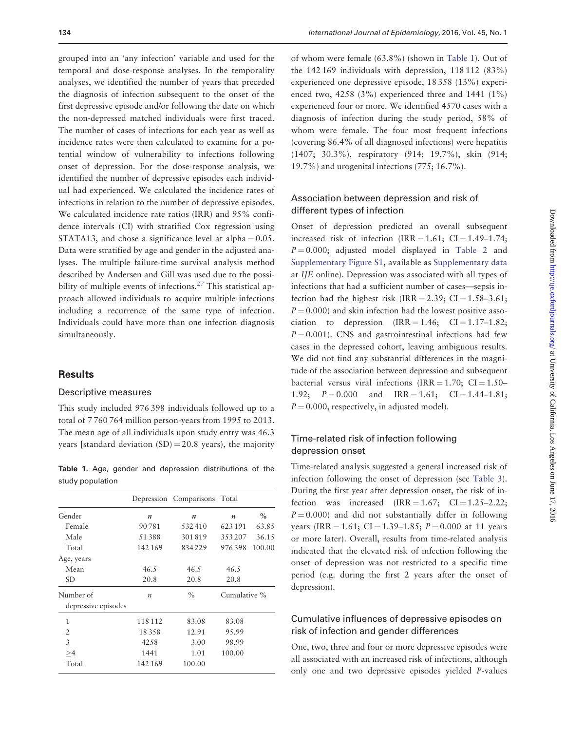grouped into an 'any infection' variable and used for the temporal and dose-response analyses. In the temporality analyses, we identified the number of years that preceded the diagnosis of infection subsequent to the onset of the first depressive episode and/or following the date on which the non-depressed matched individuals were first traced. The number of cases of infections for each year as well as incidence rates were then calculated to examine for a potential window of vulnerability to infections following onset of depression. For the dose-response analysis, we identified the number of depressive episodes each individual had experienced. We calculated the incidence rates of infections in relation to the number of depressive episodes. We calculated incidence rate ratios (IRR) and 95% confidence intervals (CI) with stratified Cox regression using STATA13, and chose a significance level at alpha = 0.05. Data were stratified by age and gender in the adjusted analyses. The multiple failure-time survival analysis method described by Andersen and Gill was used due to the possibility of multiple events of infections.[27] This statistical approach allowed individuals to acquire multiple infections including a recurrence of the same type of infection. Individuals could have more than one infection diagnosis simultaneously.

## Results

### Descriptive measures

This study included 976 398 individuals followed up to a total of 7 760 764 million person-years from 1995 to 2013. The mean age of all individuals upon study entry was 46.3 years [standard deviation (SD) = 20.8 years), the majority of whom were female (63.8%) (shown in Table 1). Out of the 142 169 individuals with depression, 118 112 (83%) experienced one depressive episode, 18 358 (13%) experienced two, 4258 (3%) experienced three and 1441 (1%) experienced four or more. We identified 4570 cases with a diagnosis of infection during the study period, 58% of whom were female. The four most frequent infections (covering 86.4% of all diagnosed infections) were hepatitis (1407; 30.3%), respiratory (914; 19.7%), skin (914; 19.7%) and urogenital infections (775; 16.7%).

**Table 1.** Age, gender and depression distributions of the study population

| | Depression | Comparisons | Total | |
|---|---|---|---|---|
| Gender | *n* | *n* | *n* | % |
| Female | 90 781 | 532 410 | 623 191 | 63.85 |
| Male | 51 388 | 301 819 | 353 207 | 36.15 |
| Total | 142 169 | 834 229 | 976 398 | 100.00 |
| Age, years | | | | |
| Mean | 46.5 | 46.5 | 46.5 | |
| SD | 20.8 | 20.8 | 20.8 | |
| Number of depressive episodes | *n* | % | Cumulative % | |
| 1 | 118 112 | 83.08 | 83.08 | |
| 2 | 18 358 | 12.91 | 95.99 | |
| 3 | 4258 | 3.00 | 98.99 | |
| ≥4 | 1441 | 1.01 | 100.00 | |
| Total | 142 169 | 100.00 | | |

### Association between depression and risk of different types of infection

Onset of depression predicted an overall subsequent increased risk of infection (IRR = 1.61; CI = 1.49–1.74; $P = 0.000$; adjusted model displayed in Table 2 and Supplementary Figure S1, available as Supplementary data at *IJE* online). Depression was associated with all types of infections that had a sufficient number of cases—sepsis infection had the highest risk (IRR = 2.39; CI = 1.58–3.61; $P = 0.000$) and skin infection had the lowest positive association to depression (IRR = 1.46; CI = 1.17–1.82; $P = 0.001$). CNS and gastrointestinal infections had few cases in the depressed cohort, leaving ambiguous results. We did not find any substantial differences in the magnitude of the association between depression and subsequent bacterial versus viral infections (IRR = 1.70; CI = 1.50–1.92; $P = 0.000$ and IRR = 1.61; CI = 1.44–1.81; $P = 0.000$, respectively, in adjusted model).

### Time-related risk of infection following depression onset

Time-related analysis suggested a general increased risk of infection following the onset of depression (see Table 3). During the first year after depression onset, the risk of infection was increased (IRR = 1.67; CI = 1.25–2.22; $P = 0.000$) and did not substantially differ in following years (IRR = 1.61; CI = 1.39–1.85; $P = 0.000$ at 11 years or more later). Overall, results from time-related analysis indicated that the elevated risk of infection following the onset of depression was not restricted to a specific time period (e.g. during the first 2 years after the onset of depression).

### Cumulative influences of depressive episodes on risk of infection and gender differences

One, two, three and four or more depressive episodes were all associated with an increased risk of infections, although only one and two depressive episodes yielded *P*-values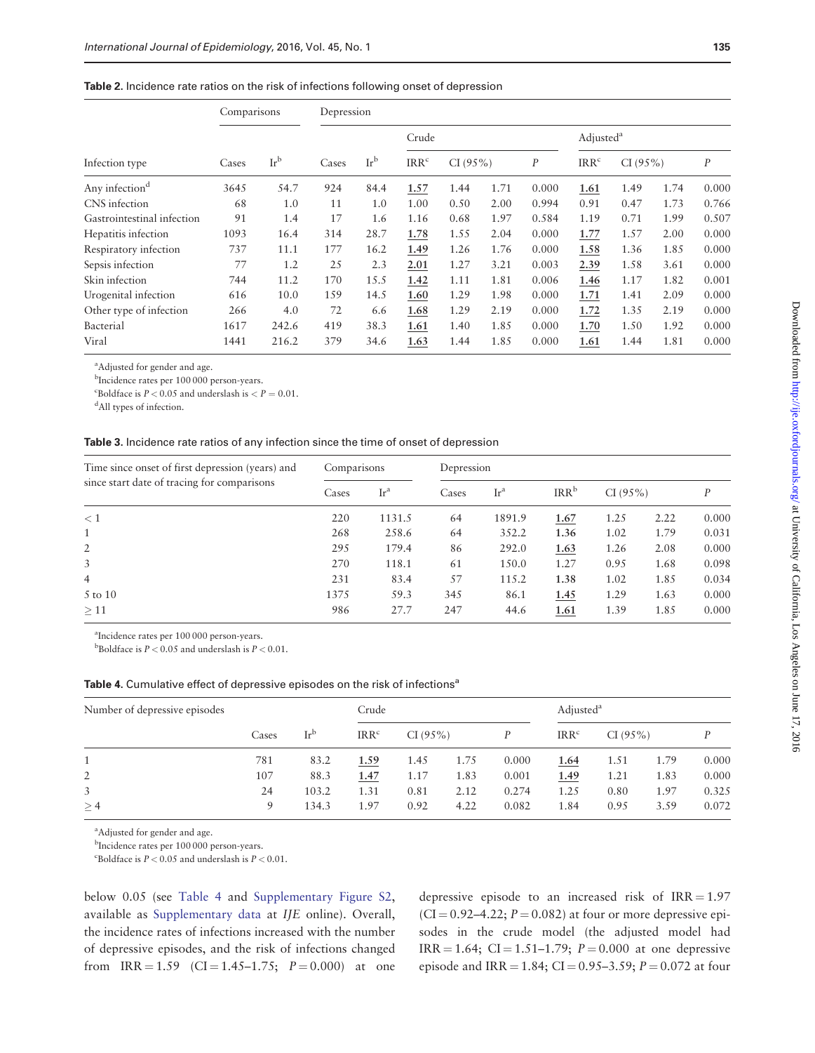**Table 2.** Incidence rate ratios on the risk of infections following onset of depression

| Infection type | Comparisons | | Depression | | Crude | | | | Adjusted[a] | | | |
|---|---|---|---|---|---|---|---|---|---|---|---|---|
| | Cases | Ir[b] | Cases | Ir[b] | IRR[c] | CI (95%) | | P | IRR[c] | CI (95%) | | P |
| Any infection[d] | 3645 | 54.7 | 924 | 84.4 | **1.57** | 1.44 | 1.71 | 0.000 | **1.61** | 1.49 | 1.74 | 0.000 |
| CNS infection | 68 | 1.0 | 11 | 1.0 | 1.00 | 0.50 | 2.00 | 0.994 | 0.91 | 0.47 | 1.73 | 0.766 |
| Gastrointestinal infection | 91 | 1.4 | 17 | 1.6 | 1.16 | 0.68 | 1.97 | 0.584 | 1.19 | 0.71 | 1.99 | 0.507 |
| Hepatitis infection | 1093 | 16.4 | 314 | 28.7 | **1.78** | 1.55 | 2.04 | 0.000 | **1.77** | 1.57 | 2.00 | 0.000 |
| Respiratory infection | 737 | 11.1 | 177 | 16.2 | **1.49** | 1.26 | 1.76 | 0.000 | **1.58** | 1.36 | 1.85 | 0.000 |
| Sepsis infection | 77 | 1.2 | 25 | 2.3 | **2.01** | 1.27 | 3.21 | 0.003 | **2.39** | 1.58 | 3.61 | 0.000 |
| Skin infection | 744 | 11.2 | 170 | 15.5 | **1.42** | 1.11 | 1.81 | 0.006 | **1.46** | 1.17 | 1.82 | 0.001 |
| Urogenital infection | 616 | 10.0 | 159 | 14.5 | **1.60** | 1.29 | 1.98 | 0.000 | **1.71** | 1.41 | 2.09 | 0.000 |
| Other type of infection | 266 | 4.0 | 72 | 6.6 | **1.68** | 1.29 | 2.19 | 0.000 | **1.72** | 1.35 | 2.19 | 0.000 |
| Bacterial | 1617 | 242.6 | 419 | 38.3 | **1.61** | 1.40 | 1.85 | 0.000 | **1.70** | 1.50 | 1.92 | 0.000 |
| Viral | 1441 | 216.2 | 379 | 34.6 | **1.63** | 1.44 | 1.85 | 0.000 | **1.61** | 1.44 | 1.81 | 0.000 |

[a]Adjusted for gender and age.
[b]Incidence rates per 100 000 person-years.
[c]Boldface is $P < 0.05$ and underslash is $< P = 0.01$.
[d]All types of infection.

**Table 3.** Incidence rate ratios of any infection since the time of onset of depression

| Time since onset of first depression (years) and since start date of tracing for comparisons | Comparisons | | Depression | | | | | |
|---|---|---|---|---|---|---|---|---|
| | Cases | Ir[a] | Cases | Ir[a] | IRR[b] | CI (95%) | | P |
| < 1 | 220 | 1131.5 | 64 | 1891.9 | **1.67** | 1.25 | 2.22 | 0.000 |
| 1 | 268 | 258.6 | 64 | 352.2 | **1.36** | 1.02 | 1.79 | 0.031 |
| 2 | 295 | 179.4 | 86 | 292.0 | **1.63** | 1.26 | 2.08 | 0.000 |
| 3 | 270 | 118.1 | 61 | 150.0 | 1.27 | 0.95 | 1.68 | 0.098 |
| 4 | 231 | 83.4 | 57 | 115.2 | **1.38** | 1.02 | 1.85 | 0.034 |
| 5 to 10 | 1375 | 59.3 | 345 | 86.1 | **1.45** | 1.29 | 1.63 | 0.000 |
| ≥ 11 | 986 | 27.7 | 247 | 44.6 | **1.61** | 1.39 | 1.85 | 0.000 |

[a]Incidence rates per 100 000 person-years.
[b]Boldface is $P < 0.05$ and underslash is $P < 0.01$.

**Table 4.** Cumulative effect of depressive episodes on the risk of infections[a]

| Number of depressive episodes | Cases | Ir[b] | Crude | | | | Adjusted[a] | | | |
|---|---|---|---|---|---|---|---|---|---|---|
| | | | IRR[c] | CI (95%) | | P | IRR[c] | CI (95%) | | P |
| 1 | 781 | 83.2 | **1.59** | 1.45 | 1.75 | 0.000 | **1.64** | 1.51 | 1.79 | 0.000 |
| 2 | 107 | 88.3 | **1.47** | 1.17 | 1.83 | 0.001 | **1.49** | 1.21 | 1.83 | 0.000 |
| 3 | 24 | 103.2 | 1.31 | 0.81 | 2.12 | 0.274 | 1.25 | 0.80 | 1.97 | 0.325 |
| ≥ 4 | 9 | 134.3 | 1.97 | 0.92 | 4.22 | 0.082 | 1.84 | 0.95 | 3.59 | 0.072 |

[a]Adjusted for gender and age.
[b]Incidence rates per 100 000 person-years.
[c]Boldface is $P < 0.05$ and underslash is $P < 0.01$.

below 0.05 (see Table 4 and Supplementary Figure S2, available as Supplementary data at *IJE* online). Overall, the incidence rates of infections increased with the number of depressive episodes, and the risk of infections changed from IRR = 1.59 (CI = 1.45–1.75; $P = 0.000$) at one depressive episode to an increased risk of IRR = 1.97 (CI = 0.92–4.22; $P = 0.082$) at four or more depressive episodes in the crude model (the adjusted model had IRR = 1.64; CI = 1.51–1.79; $P = 0.000$ at one depressive episode and IRR = 1.84; CI = 0.95–3.59; $P = 0.072$ at four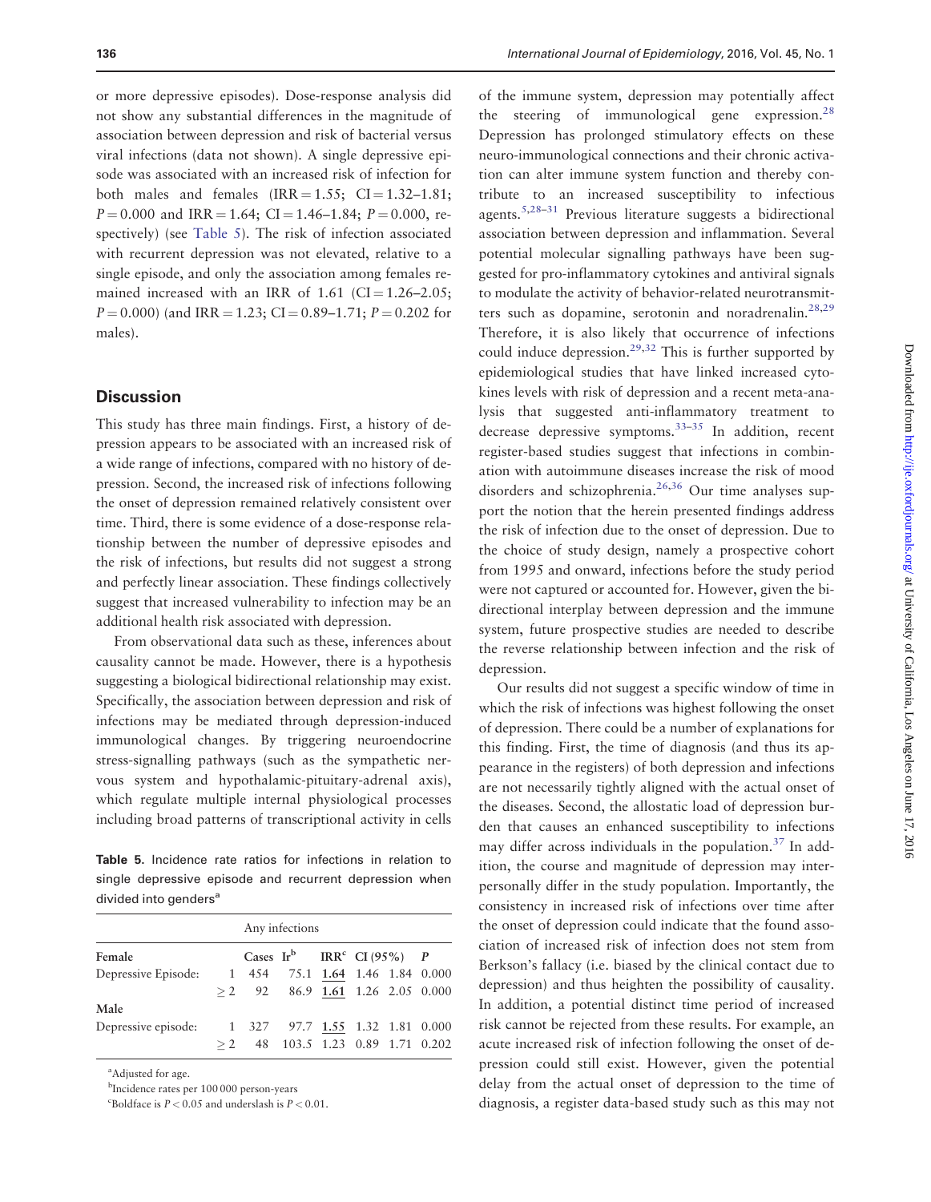or more depressive episodes). Dose-response analysis did not show any substantial differences in the magnitude of association between depression and risk of bacterial versus viral infections (data not shown). A single depressive episode was associated with an increased risk of infection for both males and females (IRR = 1.55; CI = 1.32–1.81; $P = 0.000$ and IRR = 1.64; CI = 1.46–1.84; $P = 0.000$, respectively) (see Table 5). The risk of infection associated with recurrent depression was not elevated, relative to a single episode, and only the association among females remained increased with an IRR of 1.61 (CI = 1.26–2.05; $P = 0.000$) (and IRR = 1.23; CI = 0.89–1.71; $P = 0.202$ for males).

## Discussion

This study has three main findings. First, a history of depression appears to be associated with an increased risk of a wide range of infections, compared with no history of depression. Second, the increased risk of infections following the onset of depression remained relatively consistent over time. Third, there is some evidence of a dose-response relationship between the number of depressive episodes and the risk of infections, but results did not suggest a strong and perfectly linear association. These findings collectively suggest that increased vulnerability to infection may be an additional health risk associated with depression.

From observational data such as these, inferences about causality cannot be made. However, there is a hypothesis suggesting a biological bidirectional relationship may exist. Specifically, the association between depression and risk of infections may be mediated through depression-induced immunological changes. By triggering neuroendocrine stress-signalling pathways (such as the sympathetic nervous system and hypothalamic-pituitary-adrenal axis), which regulate multiple internal physiological processes including broad patterns of transcriptional activity in cells of the immune system, depression may potentially affect the steering of immunological gene expression.[28] Depression has prolonged stimulatory effects on these neuro-immunological connections and their chronic activation can alter immune system function and thereby contribute to an increased susceptibility to infectious agents.[5,28–31] Previous literature suggests a bidirectional association between depression and inflammation. Several potential molecular signalling pathways have been suggested for pro-inflammatory cytokines and antiviral signals to modulate the activity of behavior-related neurotransmitters such as dopamine, serotonin and noradrenalin.[28,29] Therefore, it is also likely that occurrence of infections could induce depression.[29,32] This is further supported by epidemiological studies that have linked increased cytokines levels with risk of depression and a recent meta-analysis that suggested anti-inflammatory treatment to decrease depressive symptoms.[33–35] In addition, recent register-based studies suggest that infections in combination with autoimmune diseases increase the risk of mood disorders and schizophrenia.[26,36] Our time analyses support the notion that the herein presented findings address the risk of infection due to the onset of depression. Due to the choice of study design, namely a prospective cohort from 1995 and onward, infections before the study period were not captured or accounted for. However, given the bidirectional interplay between depression and the immune system, future prospective studies are needed to describe the reverse relationship between infection and the risk of depression.

Our results did not suggest a specific window of time in which the risk of infections was highest following the onset of depression. There could be a number of explanations for this finding. First, the time of diagnosis (and thus its appearance in the registers) of both depression and infections are not necessarily tightly aligned with the actual onset of the diseases. Second, the allostatic load of depression burden that causes an enhanced susceptibility to infections may differ across individuals in the population.[37] In addition, the course and magnitude of depression may interpersonally differ in the study population. Importantly, the consistency in increased risk of infections over time after the onset of depression could indicate that the found association of increased risk of infection does not stem from Berkson's fallacy (i.e. biased by the clinical contact due to depression) and thus heighten the possibility of causality. In addition, a potential distinct time period of increased risk cannot be rejected from these results. For example, an acute increased risk of infection following the onset of depression could still exist. However, given the potential delay from the actual onset of depression to the time of diagnosis, a register data-based study such as this may not

**Table 5.** Incidence rate ratios for infections in relation to single depressive episode and recurrent depression when divided into genders[a]

| | | Any infections | | | | | |
|---|---|---|---|---|---|---|---|
| **Female** | | Cases | Ir[b] | IRR[c] | CI (95%) | | *P* |
| Depressive Episode: | 1 | 454 | 75.1 | **1.64** | 1.46 | 1.84 | 0.000 |
| | ≥ 2 | 92 | 86.9 | **1.61** | 1.26 | 2.05 | 0.000 |
| **Male** | | | | | | | |
| Depressive episode: | 1 | 327 | 97.7 | **1.55** | 1.32 | 1.81 | 0.000 |
| | ≥ 2 | 48 | 103.5 | 1.23 | 0.89 | 1.71 | 0.202 |

[a]Adjusted for age.

[b]Incidence rates per 100 000 person-years

[c]Boldface is $P < 0.05$ and underslash is $P < 0.01$.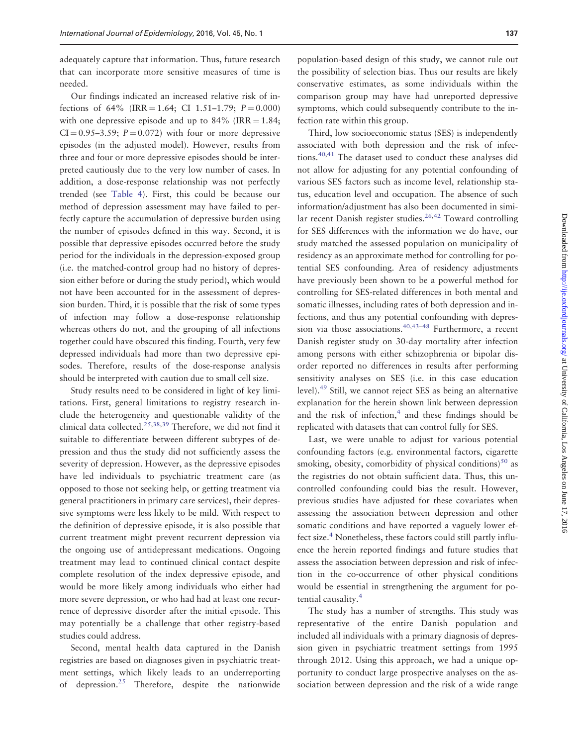adequately capture that information. Thus, future research that can incorporate more sensitive measures of time is needed.

Our findings indicated an increased relative risk of infections of 64% (IRR = 1.64; CI 1.51–1.79; $P = 0.000$) with one depressive episode and up to 84% (IRR = 1.84; CI = 0.95–3.59; $P = 0.072$) with four or more depressive episodes (in the adjusted model). However, results from three and four or more depressive episodes should be interpreted cautiously due to the very low number of cases. In addition, a dose-response relationship was not perfectly trended (see Table 4). First, this could be because our method of depression assessment may have failed to perfectly capture the accumulation of depressive burden using the number of episodes defined in this way. Second, it is possible that depressive episodes occurred before the study period for the individuals in the depression-exposed group (i.e. the matched-control group had no history of depression either before or during the study period), which would not have been accounted for in the assessment of depression burden. Third, it is possible that the risk of some types of infection may follow a dose-response relationship whereas others do not, and the grouping of all infections together could have obscured this finding. Fourth, very few depressed individuals had more than two depressive episodes. Therefore, results of the dose-response analysis should be interpreted with caution due to small cell size.

Study results need to be considered in light of key limitations. First, general limitations to registry research include the heterogeneity and questionable validity of the clinical data collected.[25,38,39] Therefore, we did not find it suitable to differentiate between different subtypes of depression and thus the study did not sufficiently assess the severity of depression. However, as the depressive episodes have led individuals to psychiatric treatment care (as opposed to those not seeking help, or getting treatment via general practitioners in primary care services), their depressive symptoms were less likely to be mild. With respect to the definition of depressive episode, it is also possible that current treatment might prevent recurrent depression via the ongoing use of antidepressant medications. Ongoing treatment may lead to continued clinical contact despite complete resolution of the index depressive episode, and would be more likely among individuals who either had more severe depression, or who had had at least one recurrence of depressive disorder after the initial episode. This may potentially be a challenge that other registry-based studies could address.

Second, mental health data captured in the Danish registries are based on diagnoses given in psychiatric treatment settings, which likely leads to an underreporting of depression.[25] Therefore, despite the nationwide population-based design of this study, we cannot rule out the possibility of selection bias. Thus our results are likely conservative estimates, as some individuals within the comparison group may have had unreported depressive symptoms, which could subsequently contribute to the infection rate within this group.

Third, low socioeconomic status (SES) is independently associated with both depression and the risk of infections.[40,41] The dataset used to conduct these analyses did not allow for adjusting for any potential confounding of various SES factors such as income level, relationship status, education level and occupation. The absence of such information/adjustment has also been documented in similar recent Danish register studies.[26,42] Toward controlling for SES differences with the information we do have, our study matched the assessed population on municipality of residency as an approximate method for controlling for potential SES confounding. Area of residency adjustments have previously been shown to be a powerful method for controlling for SES-related differences in both mental and somatic illnesses, including rates of both depression and infections, and thus any potential confounding with depression via those associations.[40,43–48] Furthermore, a recent Danish register study on 30-day mortality after infection among persons with either schizophrenia or bipolar disorder reported no differences in results after performing sensitivity analyses on SES (i.e. in this case education level).[49] Still, we cannot reject SES as being an alternative explanation for the herein shown link between depression and the risk of infection,[4] and these findings should be replicated with datasets that can control fully for SES.

Last, we were unable to adjust for various potential confounding factors (e.g. environmental factors, cigarette smoking, obesity, comorbidity of physical conditions)[50] as the registries do not obtain sufficient data. Thus, this uncontrolled confounding could bias the result. However, previous studies have adjusted for these covariates when assessing the association between depression and other somatic conditions and have reported a vaguely lower effect size.[4] Nonetheless, these factors could still partly influence the herein reported findings and future studies that assess the association between depression and risk of infection in the co-occurrence of other physical conditions would be essential in strengthening the argument for potential causality.[4]

The study has a number of strengths. This study was representative of the entire Danish population and included all individuals with a primary diagnosis of depression given in psychiatric treatment settings from 1995 through 2012. Using this approach, we had a unique opportunity to conduct large prospective analyses on the association between depression and the risk of a wide range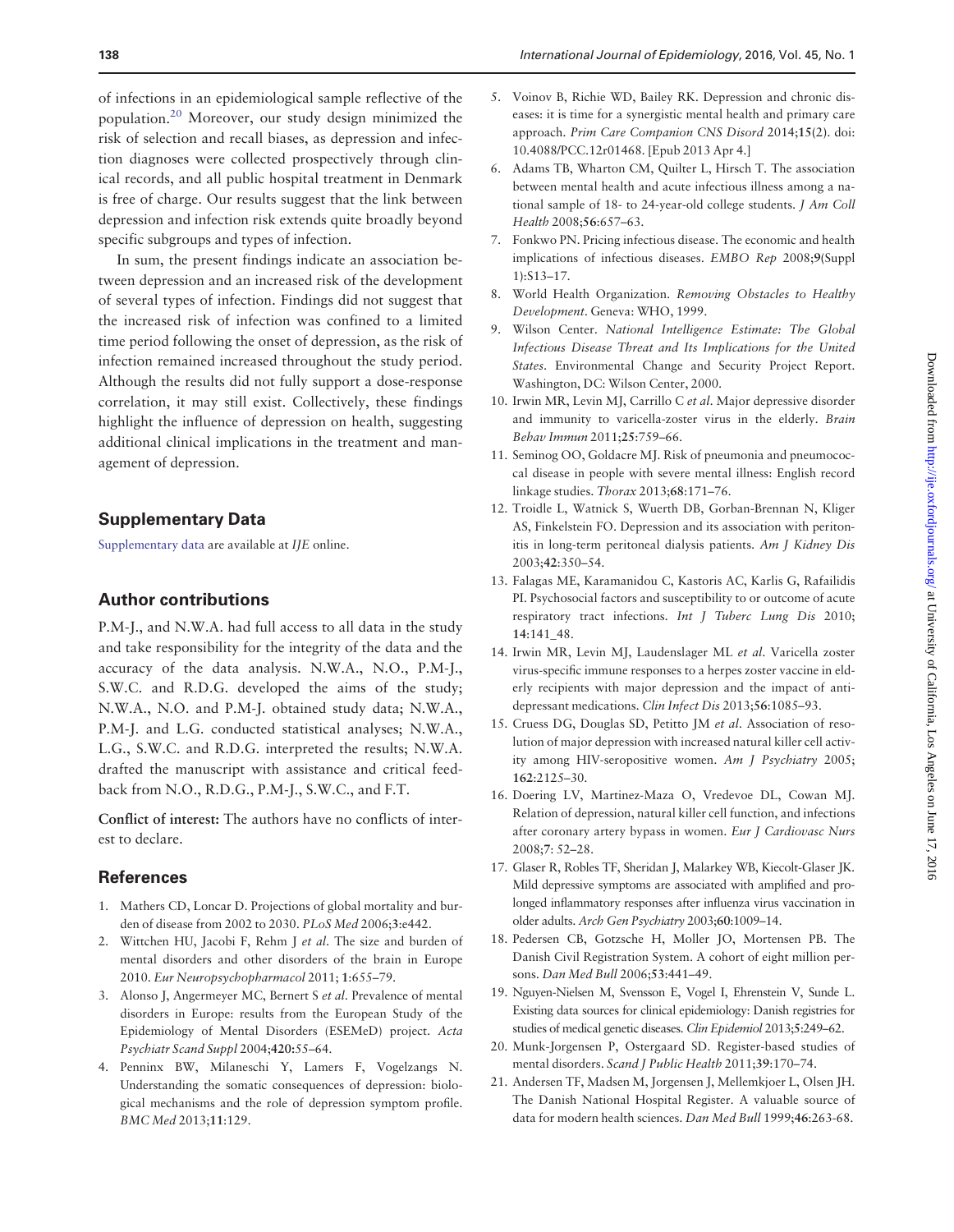of infections in an epidemiological sample reflective of the population.[20] Moreover, our study design minimized the risk of selection and recall biases, as depression and infection diagnoses were collected prospectively through clinical records, and all public hospital treatment in Denmark is free of charge. Our results suggest that the link between depression and infection risk extends quite broadly beyond specific subgroups and types of infection.

In sum, the present findings indicate an association between depression and an increased risk of the development of several types of infection. Findings did not suggest that the increased risk of infection was confined to a limited time period following the onset of depression, as the risk of infection remained increased throughout the study period. Although the results did not fully support a dose-response correlation, it may still exist. Collectively, these findings highlight the influence of depression on health, suggesting additional clinical implications in the treatment and management of depression.

## Supplementary Data

Supplementary data are available at *IJE* online.

## Author contributions

P.M-J., and N.W.A. had full access to all data in the study and take responsibility for the integrity of the data and the accuracy of the data analysis. N.W.A., N.O., P.M-J., S.W.C. and R.D.G. developed the aims of the study; N.W.A., N.O. and P.M-J. obtained study data; N.W.A., P.M-J. and L.G. conducted statistical analyses; N.W.A., L.G., S.W.C. and R.D.G. interpreted the results; N.W.A. drafted the manuscript with assistance and critical feedback from N.O., R.D.G., P.M-J., S.W.C., and F.T.

**Conflict of interest:** The authors have no conflicts of interest to declare.

## References

1. Mathers CD, Loncar D. Projections of global mortality and burden of disease from 2002 to 2030. *PLoS Med* 2006;**3**:e442.
2. Wittchen HU, Jacobi F, Rehm J *et al*. The size and burden of mental disorders and other disorders of the brain in Europe 2010. *Eur Neuropsychopharmacol* 2011; **1**:655–79.
3. Alonso J, Angermeyer MC, Bernert S *et al*. Prevalence of mental disorders in Europe: results from the European Study of the Epidemiology of Mental Disorders (ESEMeD) project. *Acta Psychiatr Scand Suppl* 2004;**420**:55–64.
4. Penninx BW, Milaneschi Y, Lamers F, Vogelzangs N. Understanding the somatic consequences of depression: biological mechanisms and the role of depression symptom profile. *BMC Med* 2013;**11**:129.
5. Voinov B, Richie WD, Bailey RK. Depression and chronic diseases: it is time for a synergistic mental health and primary care approach. *Prim Care Companion CNS Disord* 2014;**15**(2). doi: 10.4088/PCC.12r01468. [Epub 2013 Apr 4.]
6. Adams TB, Wharton CM, Quilter L, Hirsch T. The association between mental health and acute infectious illness among a national sample of 18- to 24-year-old college students. *J Am Coll Health* 2008;**56**:657–63.
7. Fonkwo PN. Pricing infectious disease. The economic and health implications of infectious diseases. *EMBO Rep* 2008;**9**(Suppl 1):S13–17.
8. World Health Organization. *Removing Obstacles to Healthy Development*. Geneva: WHO, 1999.
9. Wilson Center. *National Intelligence Estimate: The Global Infectious Disease Threat and Its Implications for the United States*. Environmental Change and Security Project Report. Washington, DC: Wilson Center, 2000.
10. Irwin MR, Levin MJ, Carrillo C *et al*. Major depressive disorder and immunity to varicella-zoster virus in the elderly. *Brain Behav Immun* 2011;**25**:759–66.
11. Seminog OO, Goldacre MJ. Risk of pneumonia and pneumococcal disease in people with severe mental illness: English record linkage studies. *Thorax* 2013;**68**:171–76.
12. Troidle L, Watnick S, Wuerth DB, Gorban-Brennan N, Kliger AS, Finkelstein FO. Depression and its association with peritonitis in long-term peritoneal dialysis patients. *Am J Kidney Dis* 2003;**42**:350–54.
13. Falagas ME, Karamanidou C, Kastoris AC, Karlis G, Rafailidis PI. Psychosocial factors and susceptibility to or outcome of acute respiratory tract infections. *Int J Tuberc Lung Dis* 2010; **14**:141_48.
14. Irwin MR, Levin MJ, Laudenslager ML *et al*. Varicella zoster virus-specific immune responses to a herpes zoster vaccine in elderly recipients with major depression and the impact of antidepressant medications. *Clin Infect Dis* 2013;**56**:1085–93.
15. Cruess DG, Douglas SD, Petitto JM *et al*. Association of resolution of major depression with increased natural killer cell activity among HIV-seropositive women. *Am J Psychiatry* 2005; **162**:2125–30.
16. Doering LV, Martinez-Maza O, Vredevoe DL, Cowan MJ. Relation of depression, natural killer cell function, and infections after coronary artery bypass in women. *Eur J Cardiovasc Nurs* 2008;**7**: 52–28.
17. Glaser R, Robles TF, Sheridan J, Malarkey WB, Kiecolt-Glaser JK. Mild depressive symptoms are associated with amplified and prolonged inflammatory responses after influenza virus vaccination in older adults. *Arch Gen Psychiatry* 2003;**60**:1009–14.
18. Pedersen CB, Gotzsche H, Moller JO, Mortensen PB. The Danish Civil Registration System. A cohort of eight million persons. *Dan Med Bull* 2006;**53**:441–49.
19. Nguyen-Nielsen M, Svensson E, Vogel I, Ehrenstein V, Sunde L. Existing data sources for clinical epidemiology: Danish registries for studies of medical genetic diseases. *Clin Epidemiol* 2013;**5**:249–62.
20. Munk-Jorgensen P, Ostergaard SD. Register-based studies of mental disorders. *Scand J Public Health* 2011;**39**:170–74.
21. Andersen TF, Madsen M, Jorgensen J, Mellemkjoer L, Olsen JH. The Danish National Hospital Register. A valuable source of data for modern health sciences. *Dan Med Bull* 1999;**46**:263-68.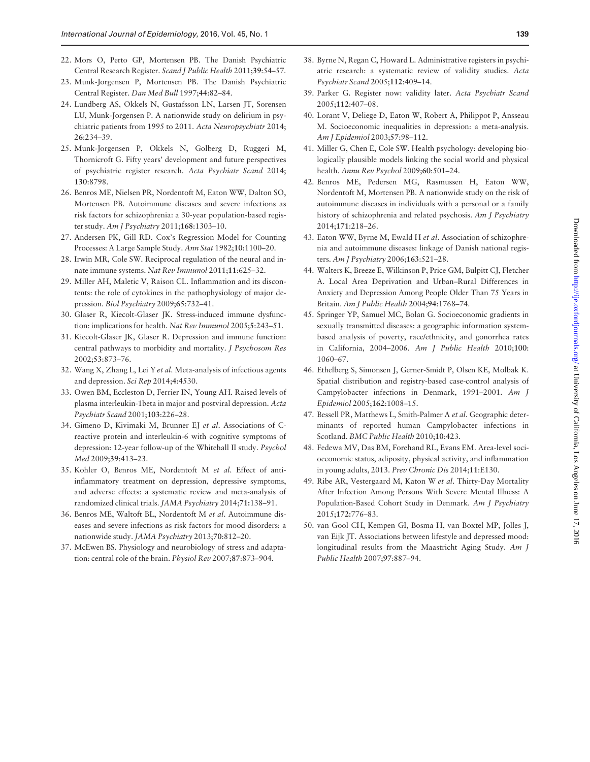22. Mors O, Perto GP, Mortensen PB. The Danish Psychiatric Central Research Register. *Scand J Public Health* 2011;**39**:54–57.
23. Munk-Jorgensen P, Mortensen PB. The Danish Psychiatric Central Register. *Dan Med Bull* 1997;**44**:82–84.
24. Lundberg AS, Okkels N, Gustafsson LN, Larsen JT, Sorensen LU, Munk-Jorgensen P. A nationwide study on delirium in psychiatric patients from 1995 to 2011. *Acta Neuropsychiatr* 2014;**26**:234–39.
25. Munk-Jorgensen P, Okkels N, Golberg D, Ruggeri M, Thornicroft G. Fifty years' development and future perspectives of psychiatric register research. *Acta Psychiatr Scand* 2014;**130**:8798.
26. Benros ME, Nielsen PR, Nordentoft M, Eaton WW, Dalton SO, Mortensen PB. Autoimmune diseases and severe infections as risk factors for schizophrenia: a 30-year population-based register study. *Am J Psychiatry* 2011;**168**:1303–10.
27. Andersen PK, Gill RD. Cox's Regression Model for Counting Processes: A Large Sample Study. *Ann Stat* 1982;**10**:1100–20.
28. Irwin MR, Cole SW. Reciprocal regulation of the neural and innate immune systems. *Nat Rev Immunol* 2011;**11**:625–32.
29. Miller AH, Maletic V, Raison CL. Inflammation and its discontents: the role of cytokines in the pathophysiology of major depression. *Biol Psychiatry* 2009;**65**:732–41.
30. Glaser R, Kiecolt-Glaser JK. Stress-induced immune dysfunction: implications for health. *Nat Rev Immunol* 2005;**5**:243–51.
31. Kiecolt-Glaser JK, Glaser R. Depression and immune function: central pathways to morbidity and mortality. *J Psychosom Res* 2002;**53**:873–76.
32. Wang X, Zhang L, Lei Y *et al*. Meta-analysis of infectious agents and depression. *Sci Rep* 2014;**4**:4530.
33. Owen BM, Eccleston D, Ferrier IN, Young AH. Raised levels of plasma interleukin-1beta in major and postviral depression. *Acta Psychiatr Scand* 2001;**103**:226–28.
34. Gimeno D, Kivimaki M, Brunner EJ *et al*. Associations of C-reactive protein and interleukin-6 with cognitive symptoms of depression: 12-year follow-up of the Whitehall II study. *Psychol Med* 2009;**39**:413–23.
35. Kohler O, Benros ME, Nordentoft M *et al*. Effect of anti-inflammatory treatment on depression, depressive symptoms, and adverse effects: a systematic review and meta-analysis of randomized clinical trials. *JAMA Psychiatry* 2014;**71**:138–91.
36. Benros ME, Waltoft BL, Nordentoft M *et al*. Autoimmune diseases and severe infections as risk factors for mood disorders: a nationwide study. *JAMA Psychiatry* 2013;**70**:812–20.
37. McEwen BS. Physiology and neurobiology of stress and adaptation: central role of the brain. *Physiol Rev* 2007;**87**:873–904.
38. Byrne N, Regan C, Howard L. Administrative registers in psychiatric research: a systematic review of validity studies. *Acta Psychiatr Scand* 2005;**112**:409–14.
39. Parker G. Register now: validity later. *Acta Psychiatr Scand* 2005;**112**:407–08.
40. Lorant V, Deliege D, Eaton W, Robert A, Philippot P, Ansseau M. Socioeconomic inequalities in depression: a meta-analysis. *Am J Epidemiol* 2003;**57**:98–112.
41. Miller G, Chen E, Cole SW. Health psychology: developing biologically plausible models linking the social world and physical health. *Annu Rev Psychol* 2009;**60**:501–24.
42. Benros ME, Pedersen MG, Rasmussen H, Eaton WW, Nordentoft M, Mortensen PB. A nationwide study on the risk of autoimmune diseases in individuals with a personal or a family history of schizophrenia and related psychosis. *Am J Psychiatry* 2014;**171**:218–26.
43. Eaton WW, Byrne M, Ewald H *et al*. Association of schizophrenia and autoimmune diseases: linkage of Danish national registers. *Am J Psychiatry* 2006;**163**:521–28.
44. Walters K, Breeze E, Wilkinson P, Price GM, Bulpitt CJ, Fletcher A. Local Area Deprivation and Urban–Rural Differences in Anxiety and Depression Among People Older Than 75 Years in Britain. *Am J Public Health* 2004;**94**:1768–74.
45. Springer YP, Samuel MC, Bolan G. Socioeconomic gradients in sexually transmitted diseases: a geographic information system-based analysis of poverty, race/ethnicity, and gonorrhea rates in California, 2004–2006. *Am J Public Health* 2010;**100**:1060–67.
46. Ethelberg S, Simonsen J, Gerner-Smidt P, Olsen KE, Molbak K. Spatial distribution and registry-based case-control analysis of Campylobacter infections in Denmark, 1991–2001. *Am J Epidemiol* 2005;**162**:1008–15.
47. Bessell PR, Matthews L, Smith-Palmer A *et al*. Geographic determinants of reported human Campylobacter infections in Scotland. *BMC Public Health* 2010;**10**:423.
48. Fedewa MV, Das BM, Forehand RL, Evans EM. Area-level socioeconomic status, adiposity, physical activity, and inflammation in young adults, 2013. *Prev Chronic Dis* 2014;**11**:E130.
49. Ribe AR, Vestergaard M, Katon W *et al*. Thirty-Day Mortality After Infection Among Persons With Severe Mental Illness: A Population-Based Cohort Study in Denmark. *Am J Psychiatry* 2015;**172**:776–83.
50. van Gool CH, Kempen GI, Bosma H, van Boxtel MP, Jolles J, van Eijk JT. Associations between lifestyle and depressed mood: longitudinal results from the Maastricht Aging Study. *Am J Public Health* 2007;**97**:887–94.